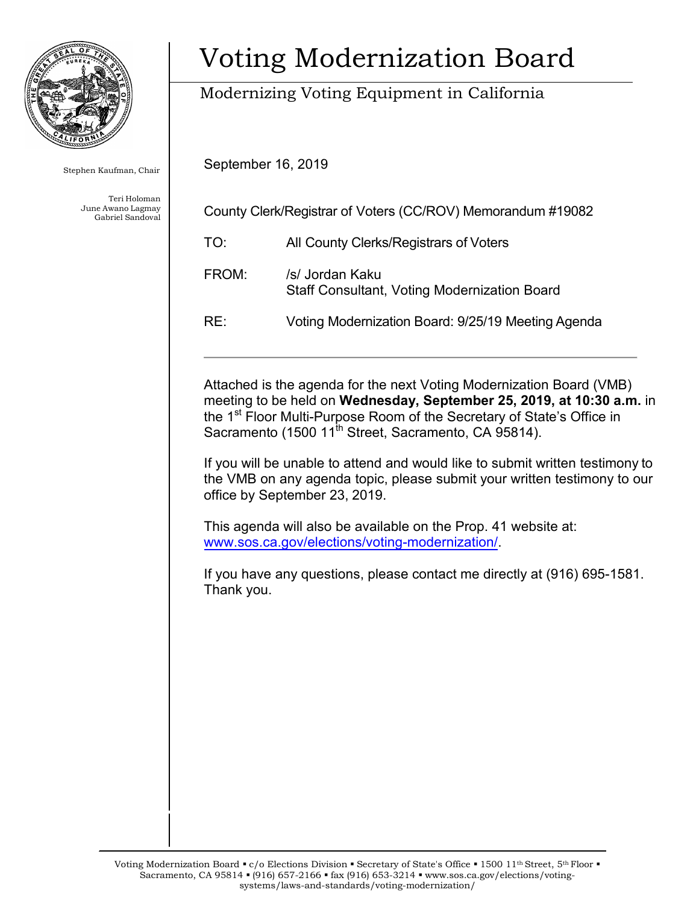# Voting Modernization Board

## Modernizing Voting Equipment in California

Stephen Kaufman, Chair

Teri Holoman
June Awano Lagmay
Gabriel Sandoval

September 16, 2019

County Clerk/Registrar of Voters (CC/ROV) Memorandum #19082

TO: All County Clerks/Registrars of Voters

FROM: /s/ Jordan Kaku
Staff Consultant, Voting Modernization Board

RE: Voting Modernization Board: 9/25/19 Meeting Agenda

---

Attached is the agenda for the next Voting Modernization Board (VMB) meeting to be held on **Wednesday, September 25, 2019, at 10:30 a.m.** in the 1st Floor Multi-Purpose Room of the Secretary of State's Office in Sacramento (1500 11th Street, Sacramento, CA 95814).

If you will be unable to attend and would like to submit written testimony to the VMB on any agenda topic, please submit your written testimony to our office by September 23, 2019.

This agenda will also be available on the Prop. 41 website at: www.sos.ca.gov/elections/voting-modernization/.

If you have any questions, please contact me directly at (916) 695-1581. Thank you.

Voting Modernization Board ▪ c/o Elections Division ▪ Secretary of State's Office ▪ 1500 11th Street, 5th Floor ▪ Sacramento, CA 95814 ▪ (916) 657-2166 ▪ fax (916) 653-3214 ▪ www.sos.ca.gov/elections/voting-systems/laws-and-standards/voting-modernization/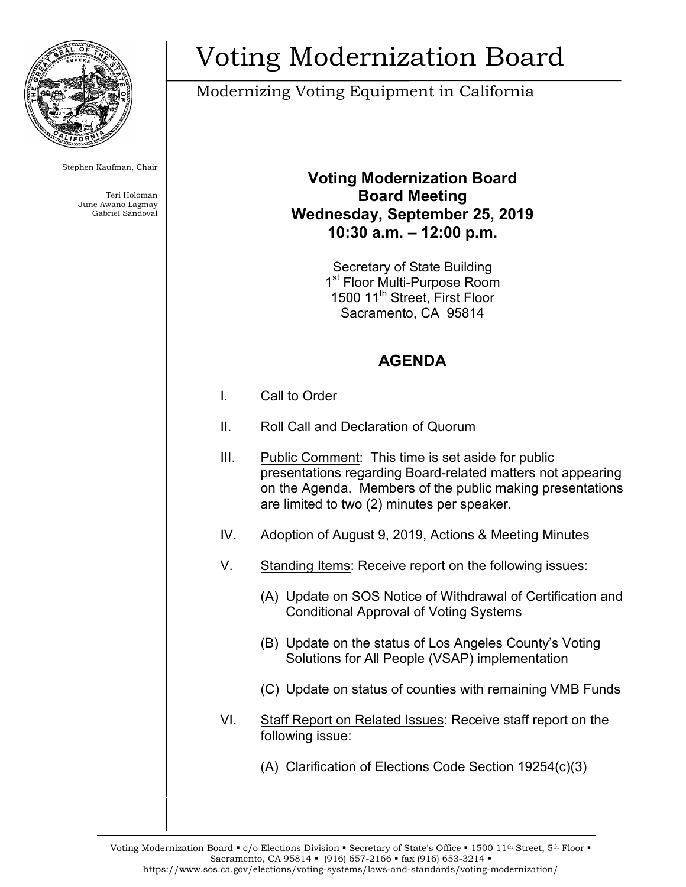# Voting Modernization Board

Modernizing Voting Equipment in California

Stephen Kaufman, Chair

Teri Holoman
June Awano Lagmay
Gabriel Sandoval

**Voting Modernization Board**
**Board Meeting**
**Wednesday, September 25, 2019**
**10:30 a.m. – 12:00 p.m.**

Secretary of State Building
1st Floor Multi-Purpose Room
1500 11th Street, First Floor
Sacramento, CA 95814

## AGENDA

I. Call to Order

II. Roll Call and Declaration of Quorum

III. Public Comment: This time is set aside for public presentations regarding Board-related matters not appearing on the Agenda. Members of the public making presentations are limited to two (2) minutes per speaker.

IV. Adoption of August 9, 2019, Actions & Meeting Minutes

V. Standing Items: Receive report on the following issues:

(A) Update on SOS Notice of Withdrawal of Certification and Conditional Approval of Voting Systems

(B) Update on the status of Los Angeles County's Voting Solutions for All People (VSAP) implementation

(C) Update on status of counties with remaining VMB Funds

VI. Staff Report on Related Issues: Receive staff report on the following issue:

(A) Clarification of Elections Code Section 19254(c)(3)

Voting Modernization Board ▪ c/o Elections Division ▪ Secretary of State's Office ▪ 1500 11th Street, 5th Floor ▪ Sacramento, CA 95814 ▪ (916) 657-2166 ▪ fax (916) 653-3214 ▪ https://www.sos.ca.gov/elections/voting-systems/laws-and-standards/voting-modernization/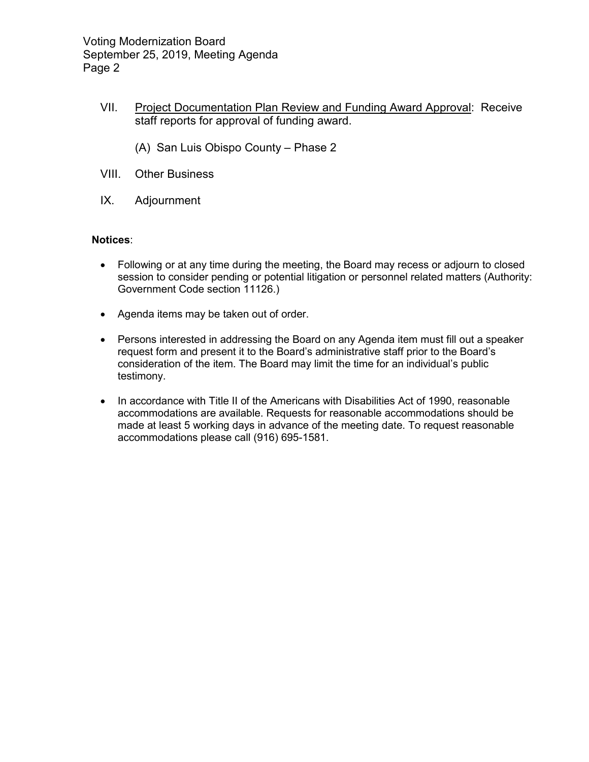VII. <u>Project Documentation Plan Review and Funding Award Approval</u>: Receive staff reports for approval of funding award.

   (A) San Luis Obispo County – Phase 2

VIII. Other Business

IX. Adjournment

**Notices**:

- Following or at any time during the meeting, the Board may recess or adjourn to closed session to consider pending or potential litigation or personnel related matters (Authority: Government Code section 11126.)
- Agenda items may be taken out of order.
- Persons interested in addressing the Board on any Agenda item must fill out a speaker request form and present it to the Board's administrative staff prior to the Board's consideration of the item. The Board may limit the time for an individual's public testimony.
- In accordance with Title II of the Americans with Disabilities Act of 1990, reasonable accommodations are available. Requests for reasonable accommodations should be made at least 5 working days in advance of the meeting date. To request reasonable accommodations please call (916) 695-1581.